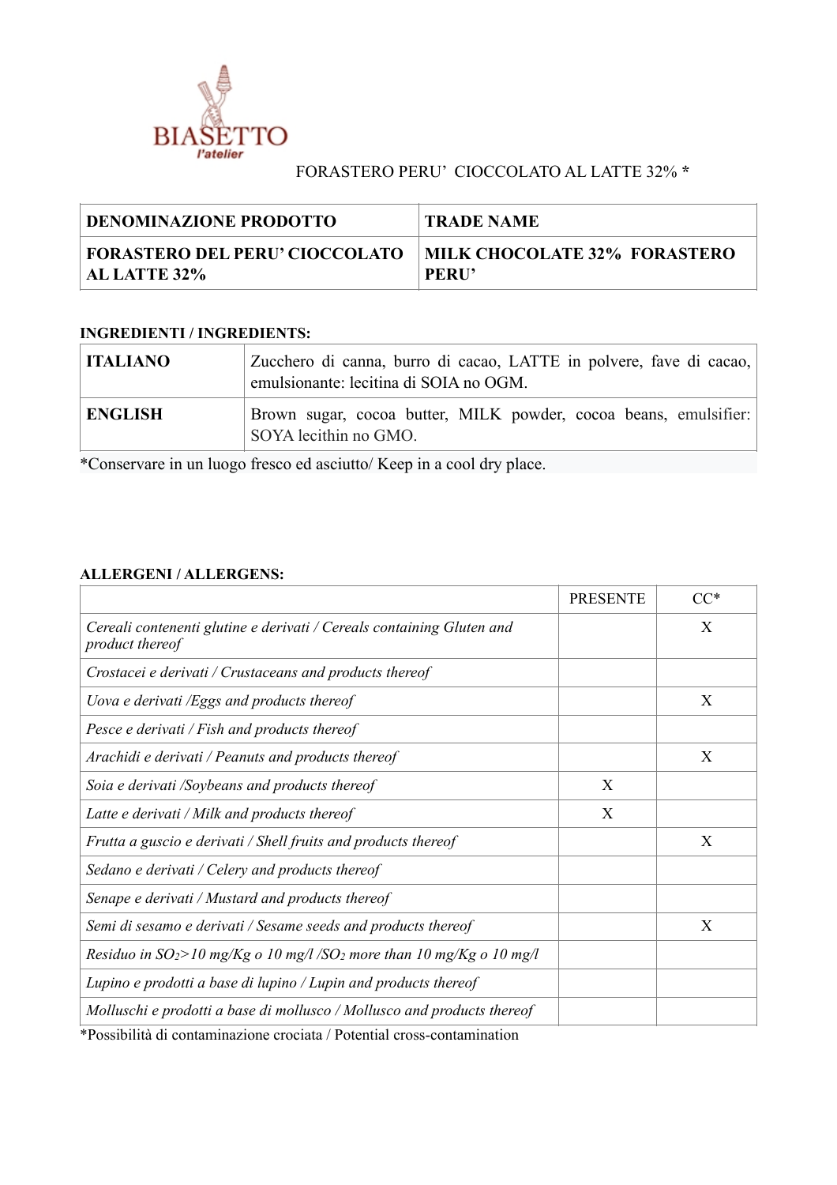BIASETTO
l'atelier

# FORASTERO PERU' CIOCCOLATO AL LATTE 32% *

| DENOMINAZIONE PRODOTTO | TRADE NAME |
| --- | --- |
| **FORASTERO DEL PERU' CIOCCOLATO AL LATTE 32%** | **MILK CHOCOLATE 32% FORASTERO PERU'** |

**INGREDIENTI / INGREDIENTS:**

| | |
| --- | --- |
| **ITALIANO** | Zucchero di canna, burro di cacao, LATTE in polvere, fave di cacao, emulsionante: lecitina di SOIA no OGM. |
| **ENGLISH** | Brown sugar, cocoa butter, MILK powder, cocoa beans, emulsifier: SOYA lecithin no GMO. |

*Conservare in un luogo fresco ed asciutto/ Keep in a cool dry place.

**ALLERGENI / ALLERGENS:**

| | PRESENTE | CC* |
| --- | --- | --- |
| *Cereali contenenti glutine e derivati / Cereals containing Gluten and product thereof* | | X |
| *Crostacei e derivati / Crustaceans and products thereof* | | |
| *Uova e derivati /Eggs and products thereof* | | X |
| *Pesce e derivati / Fish and products thereof* | | |
| *Arachidi e derivati / Peanuts and products thereof* | | X |
| *Soia e derivati /Soybeans and products thereof* | X | |
| *Latte e derivati / Milk and products thereof* | X | |
| *Frutta a guscio e derivati / Shell fruits and products thereof* | | X |
| *Sedano e derivati / Celery and products thereof* | | |
| *Senape e derivati / Mustard and products thereof* | | |
| *Semi di sesamo e derivati / Sesame seeds and products thereof* | | X |
| *Residuo in $SO_2$>10 mg/Kg o 10 mg/l /$SO_2$ more than 10 mg/Kg o 10 mg/l* | | |
| *Lupino e prodotti a base di lupino / Lupin and products thereof* | | |
| *Molluschi e prodotti a base di mollusco / Mollusco and products thereof* | | |

*Possibilità di contaminazione crociata / Potential cross-contamination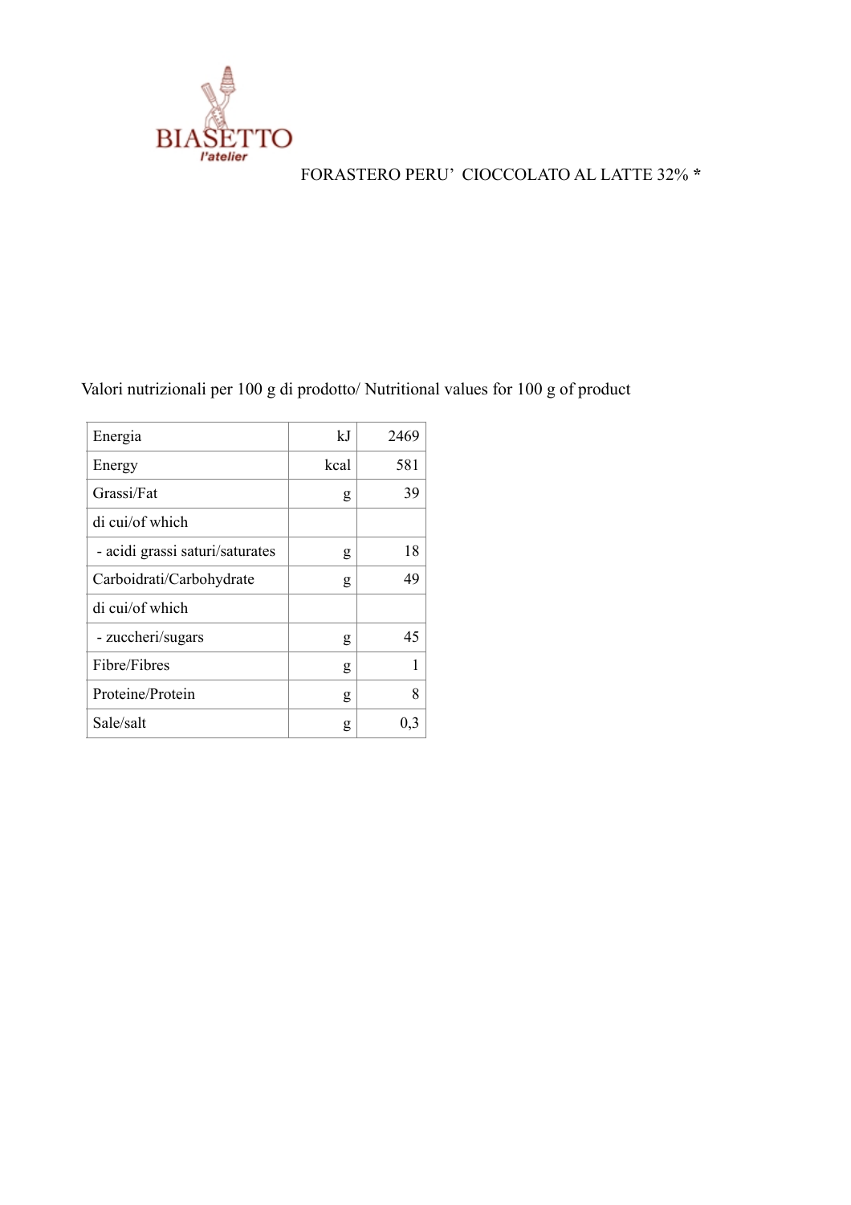BIASETTO
l'atelier

FORASTERO PERU' CIOCCOLATO AL LATTE 32% *

Valori nutrizionali per 100 g di prodotto/ Nutritional values for 100 g of product

| | | |
|---|---|---|
| Energia | kJ | 2469 |
| Energy | kcal | 581 |
| Grassi/Fat | g | 39 |
| di cui/of which | | |
| - acidi grassi saturi/saturates | g | 18 |
| Carboidrati/Carbohydrate | g | 49 |
| di cui/of which | | |
| - zuccheri/sugars | g | 45 |
| Fibre/Fibres | g | 1 |
| Proteine/Protein | g | 8 |
| Sale/salt | g | 0,3 |